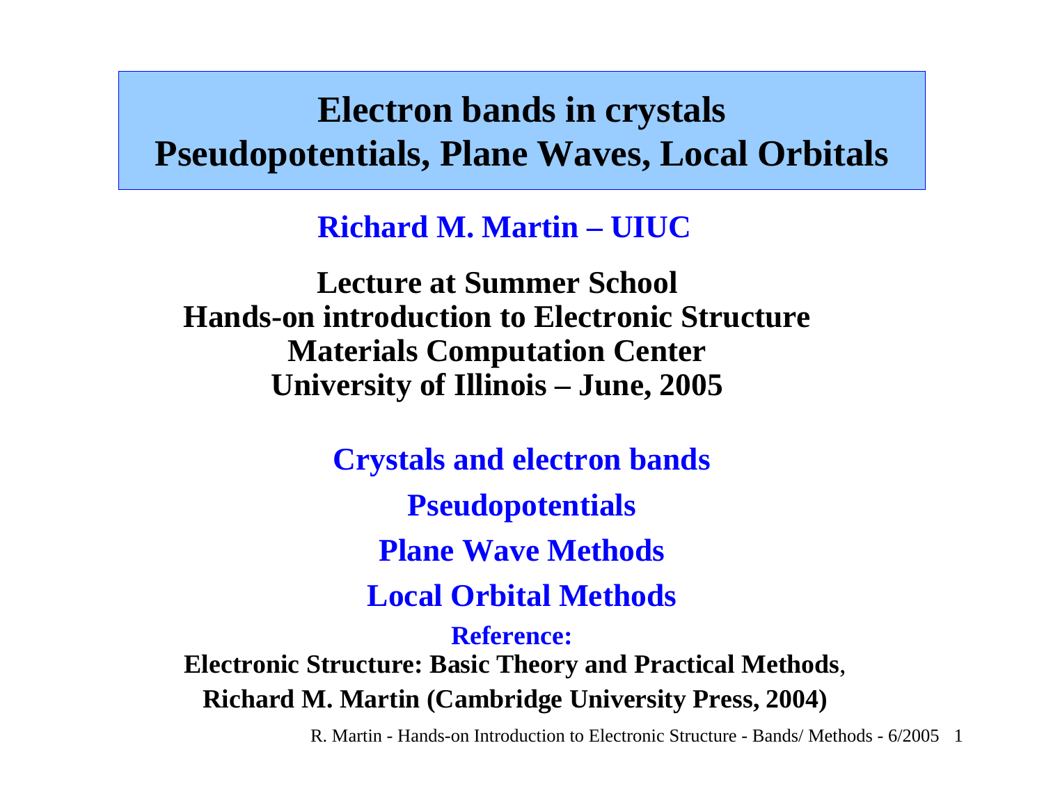# Electron bands in crystals
# Pseudopotentials, Plane Waves, Local Orbitals

**Richard M. Martin – UIUC**

**Lecture at Summer School**
**Hands-on introduction to Electronic Structure**
**Materials Computation Center**
**University of Illinois – June, 2005**

**Crystals and electron bands**

**Pseudopotentials**

**Plane Wave Methods**

**Local Orbital Methods**

**Reference:**
**Electronic Structure: Basic Theory and Practical Methods**,
**Richard M. Martin (Cambridge University Press, 2004)**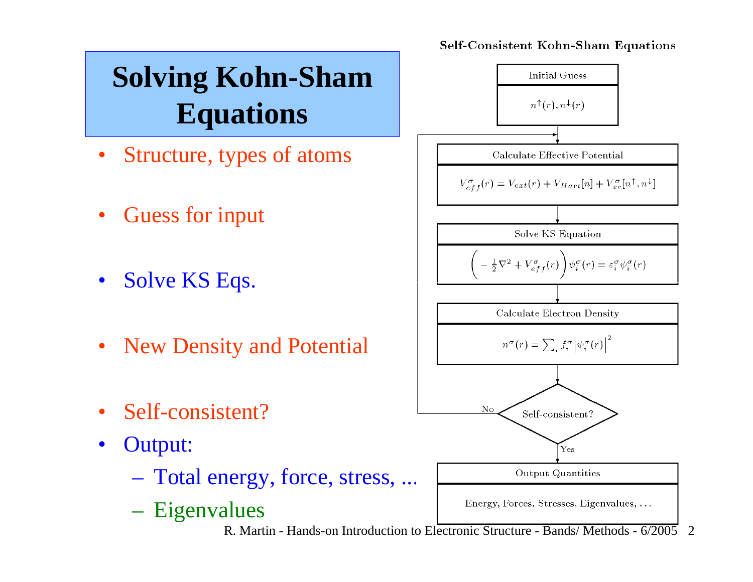# Solving Kohn-Sham Equations

- Structure, types of atoms
- Guess for input
- Solve KS Eqs.
- New Density and Potential
- Self-consistent?
- Output:
  - Total energy, force, stress, ...
  - Eigenvalues

**Self-Consistent Kohn-Sham Equations**

**Initial Guess**

$$n^{\uparrow}(r), n^{\downarrow}(r)$$

**Calculate Effective Potential**

$$V_{eff}^{\sigma}(r) = V_{ext}(r) + V_{Hart}[n] + V_{xc}^{\sigma}[n^{\uparrow}, n^{\downarrow}]$$

**Solve KS Equation**

$$\left( -\frac{1}{2}\nabla^2 + V_{eff}^{\sigma}(r) \right) \psi_i^{\sigma}(r) = \varepsilon_i^{\sigma} \psi_i^{\sigma}(r)$$

**Calculate Electron Density**

$$n^{\sigma}(r) = \sum_i f_i^{\sigma} \left| \psi_i^{\sigma}(r) \right|^2$$

**Self-consistent?** — No: return to Calculate Effective Potential; Yes: continue.

**Output Quantities**

Energy, Forces, Stresses, Eigenvalues, ...

R. Martin - Hands-on Introduction to Electronic Structure - Bands/ Methods - 6/2005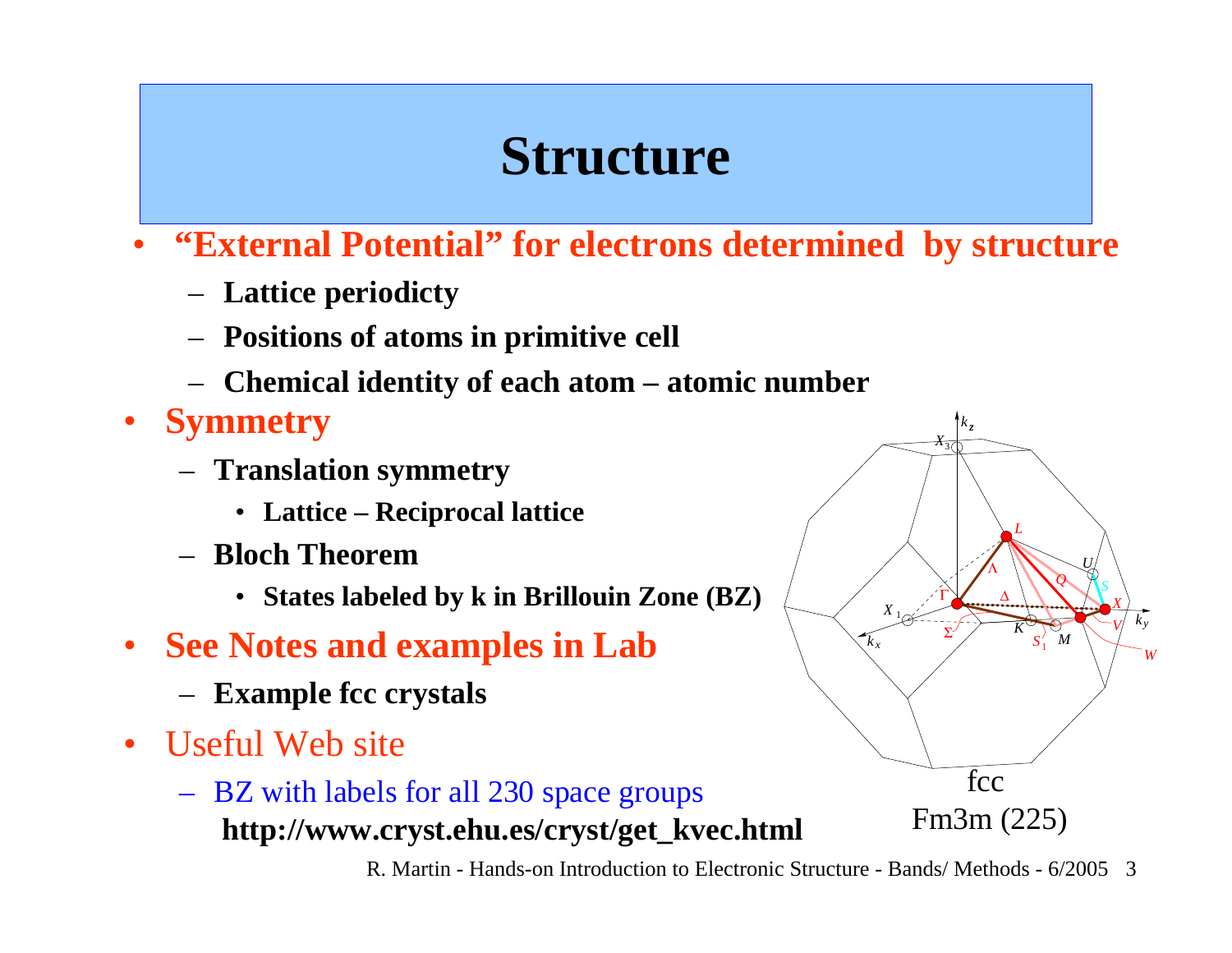# Structure

- **"External Potential" for electrons determined by structure**
  - **Lattice periodicty**
  - **Positions of atoms in primitive cell**
  - **Chemical identity of each atom – atomic number**
- **Symmetry**
  - **Translation symmetry**
    - **Lattice – Reciprocal lattice**
  - **Bloch Theorem**
    - **States labeled by k in Brillouin Zone (BZ)**
- **See Notes and examples in Lab**
  - **Example fcc crystals**
- Useful Web site
  - BZ with labels for all 230 space groups
    **http://www.cryst.ehu.es/cryst/get_kvec.html**

fcc
Fm3m (225)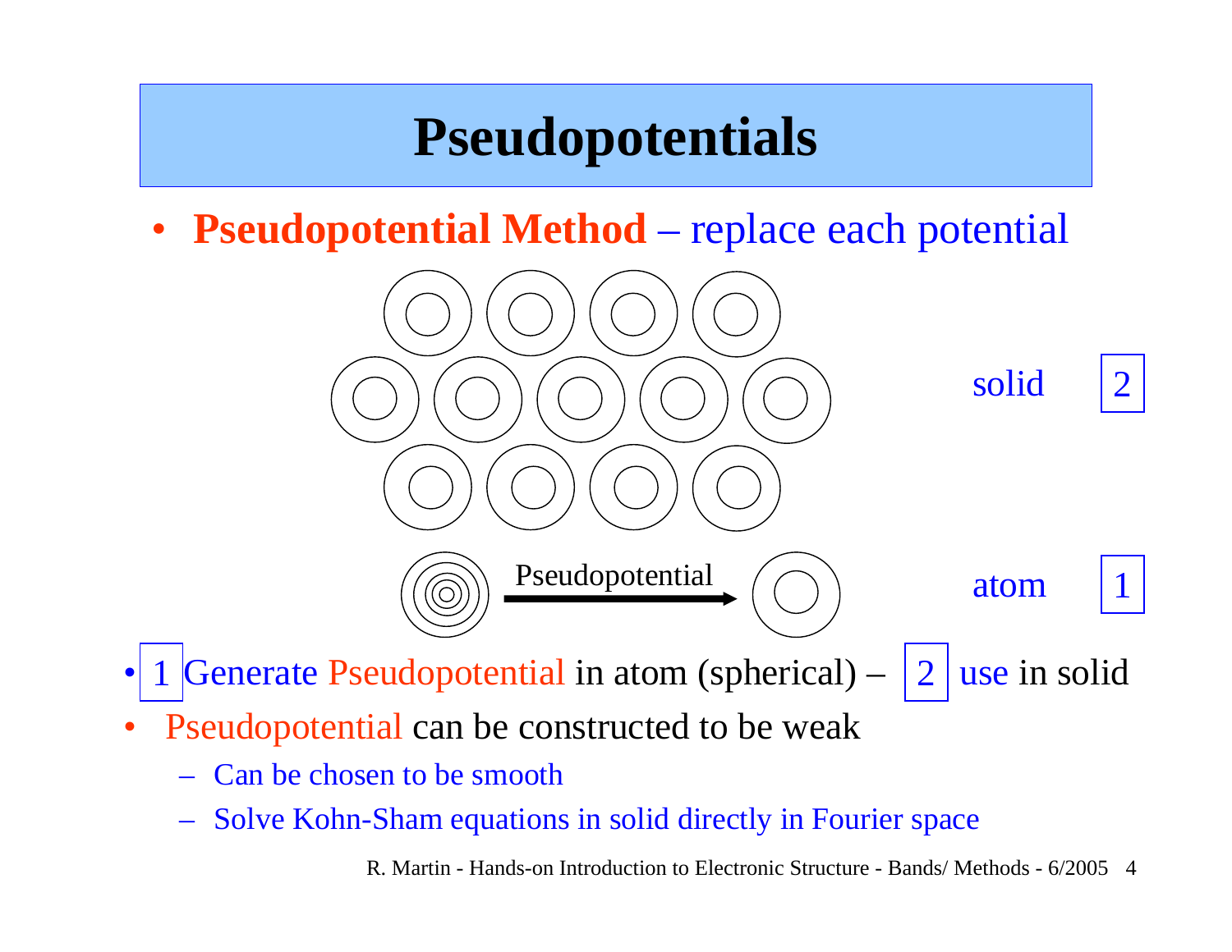# Pseudopotentials

- **Pseudopotential Method** – replace each potential

solid 2

Pseudopotential

atom 1

- 1 Generate Pseudopotential in atom (spherical) – 2 use in solid
- Pseudopotential can be constructed to be weak
  - Can be chosen to be smooth
  - Solve Kohn-Sham equations in solid directly in Fourier space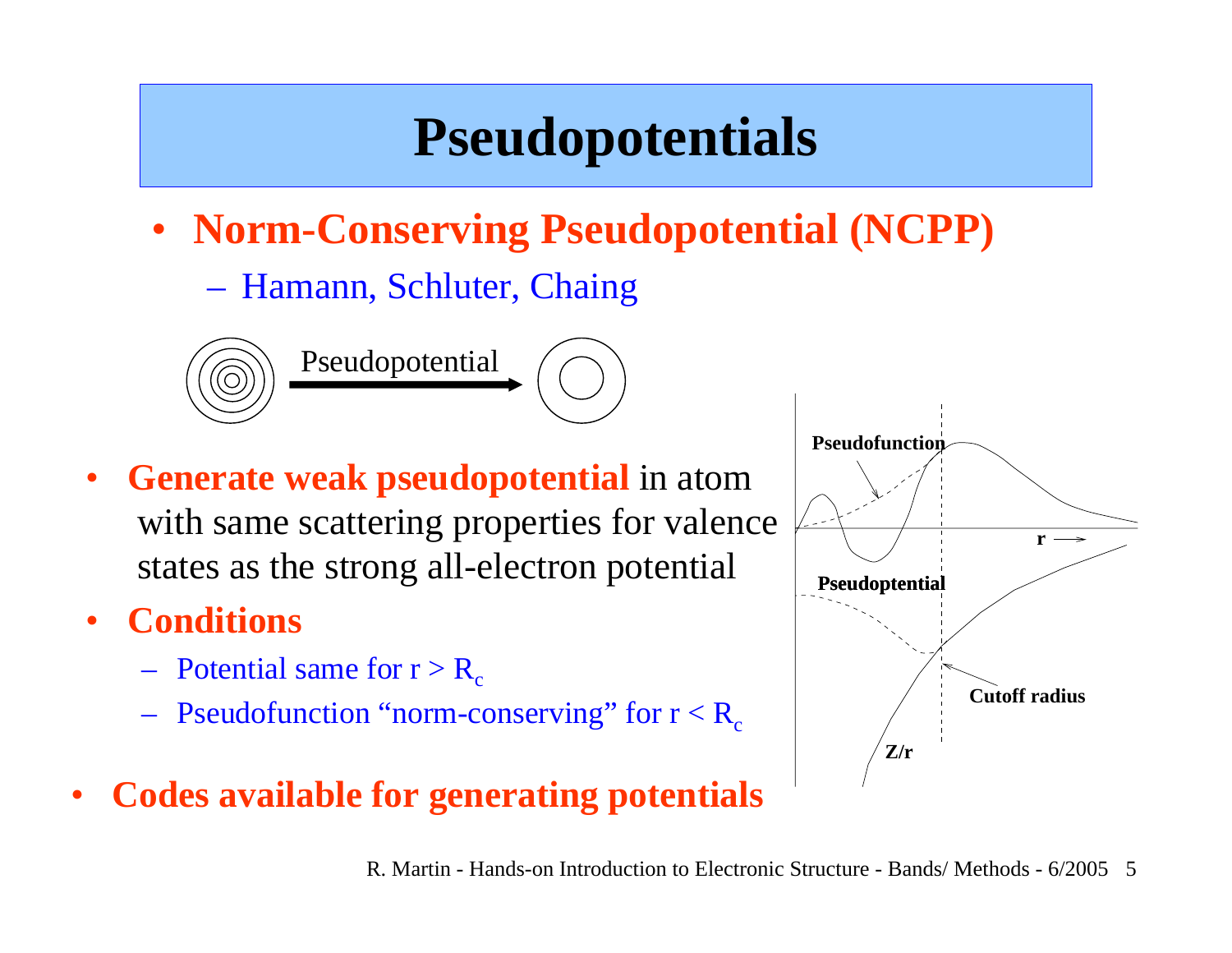# Pseudopotentials

- **Norm-Conserving Pseudopotential (NCPP)**
  - Hamann, Schluter, Chaing

Pseudopotential

- **Generate weak pseudopotential** in atom with same scattering properties for valence states as the strong all-electron potential
- **Conditions**
  - Potential same for $r > R_c$
  - Pseudofunction "norm-conserving" for $r < R_c$
- **Codes available for generating potentials**

Pseudofunction

r

Pseudoptential

Cutoff radius

Z/r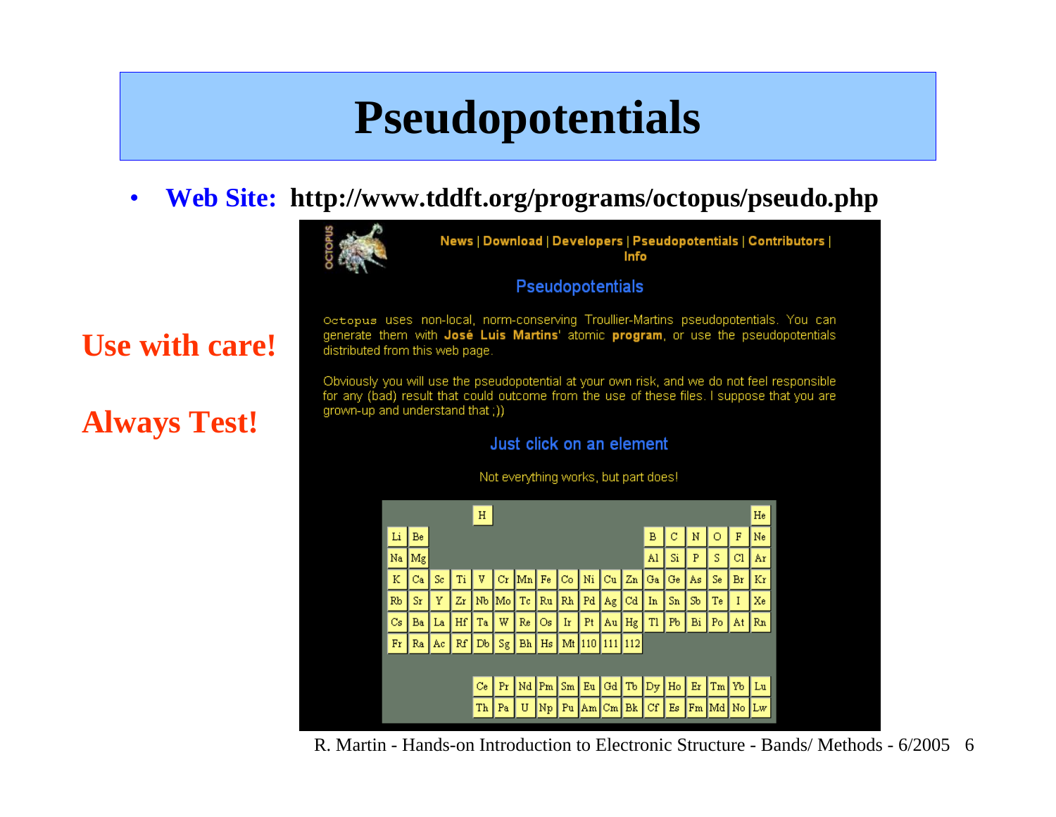# Pseudopotentials

- **Web Site: http://www.tddft.org/programs/octopus/pseudo.php**

**Use with care!**

**Always Test!**

News | Download | Developers | Pseudopotentials | Contributors | Info

## Pseudopotentials

Octopus uses non-local, norm-conserving Troullier-Martins pseudopotentials. You can generate them with **José Luis Martins'** atomic **program**, or use the pseudopotentials distributed from this web page.

Obviously you will use the pseudopotential at your own risk, and we do not feel responsible for any (bad) result that could outcome from the use of these files. I suppose that you are grown-up and understand that ;))

### Just click on an element

Not everything works, but part does!

| | | | | | | | | | | | | | | | | | |
|---|---|---|---|---|---|---|---|---|---|---|---|---|---|---|---|---|---|
| | | | | H | | | | | | | | | | | | | He |
| Li | Be | | | | | | | | | | | B | C | N | O | F | Ne |
| Na | Mg | | | | | | | | | | | Al | Si | P | S | Cl | Ar |
| K | Ca | Sc | Ti | V | Cr | Mn | Fe | Co | Ni | Cu | Zn | Ga | Ge | As | Se | Br | Kr |
| Rb | Sr | Y | Zr | Nb | Mo | Tc | Ru | Rh | Pd | Ag | Cd | In | Sn | Sb | Te | I | Xe |
| Cs | Ba | La | Hf | Ta | W | Re | Os | Ir | Pt | Au | Hg | Tl | Pb | Bi | Po | At | Rn |
| Fr | Ra | Ac | Rf | Db | Sg | Bh | Hs | Mt | 110 | 111 | 112 | | | | | | |
| | | | | Ce | Pr | Nd | Pm | Sm | Eu | Gd | Tb | Dy | Ho | Er | Tm | Yb | Lu |
| | | | | Th | Pa | U | Np | Pu | Am | Cm | Bk | Cf | Es | Fm | Md | No | Lw |

R. Martin - Hands-on Introduction to Electronic Structure - Bands/ Methods - 6/2005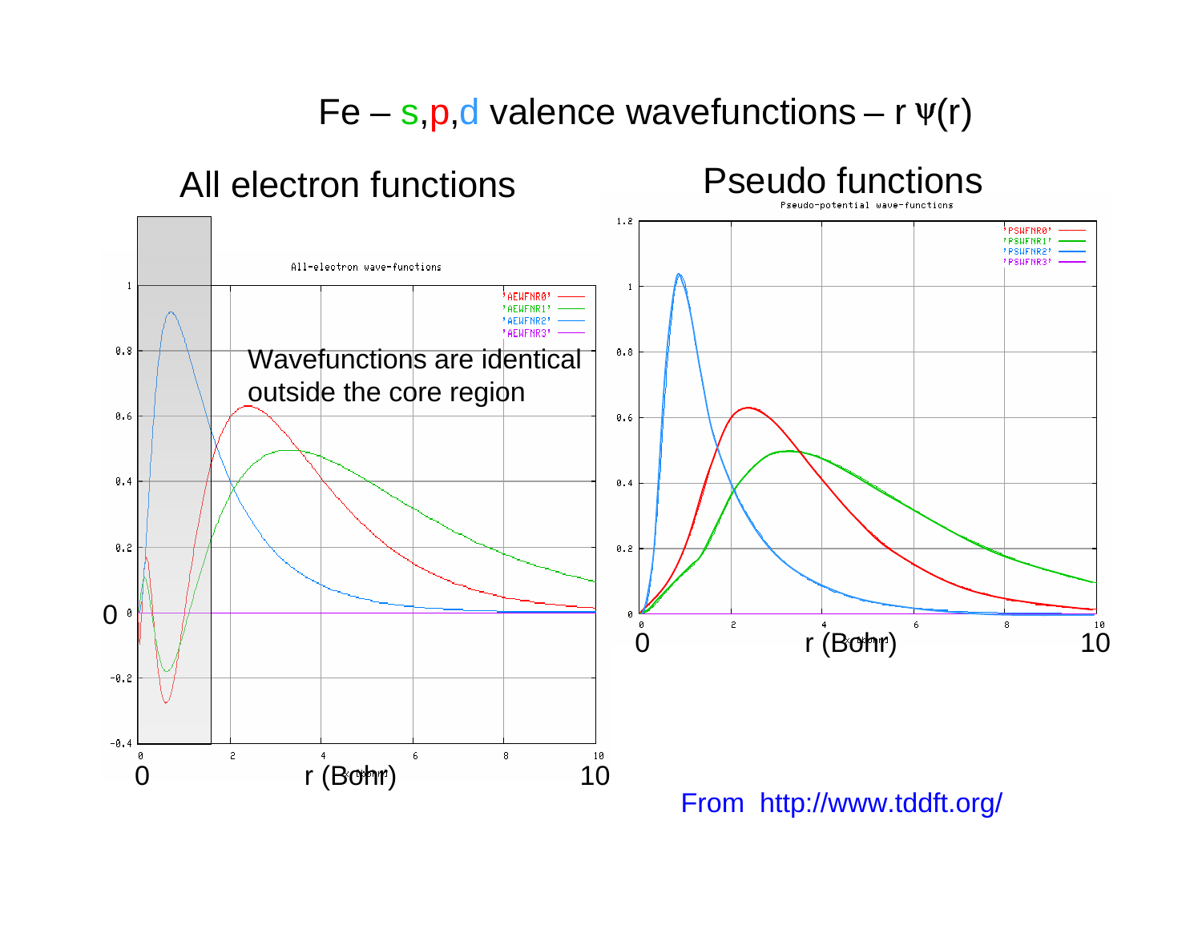# Fe – s,p,d valence wavefunctions – r $\psi(r)$

## All electron functions

All-electron wave-functions

'AEWFNR0' 'AEWFNR1' 'AEWFNR2' 'AEWFNR3'

Wavefunctions are identical outside the core region

r (Bohr)

## Pseudo functions

Pseudo-potential wave-functions

'PSWFNR0' 'PSWFNR1' 'PSWFNR2' 'PSWFNR3'

r (Bohr)

From http://www.tddft.org/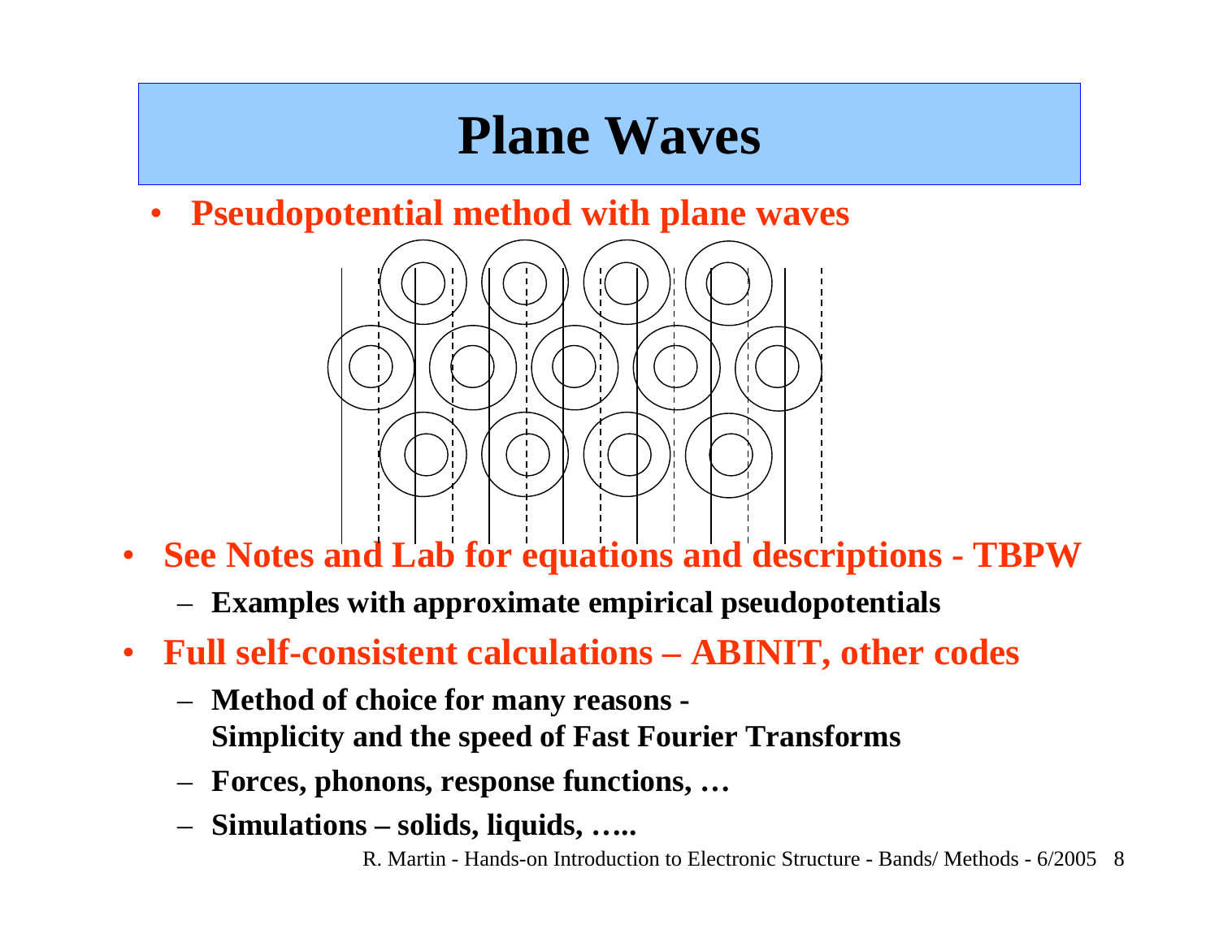# Plane Waves

- **Pseudopotential method with plane waves**

- **See Notes and Lab for equations and descriptions - TBPW**
  - **Examples with approximate empirical pseudopotentials**
- **Full self-consistent calculations – ABINIT, other codes**
  - **Method of choice for many reasons - Simplicity and the speed of Fast Fourier Transforms**
  - **Forces, phonons, response functions, …**
  - **Simulations – solids, liquids, …..**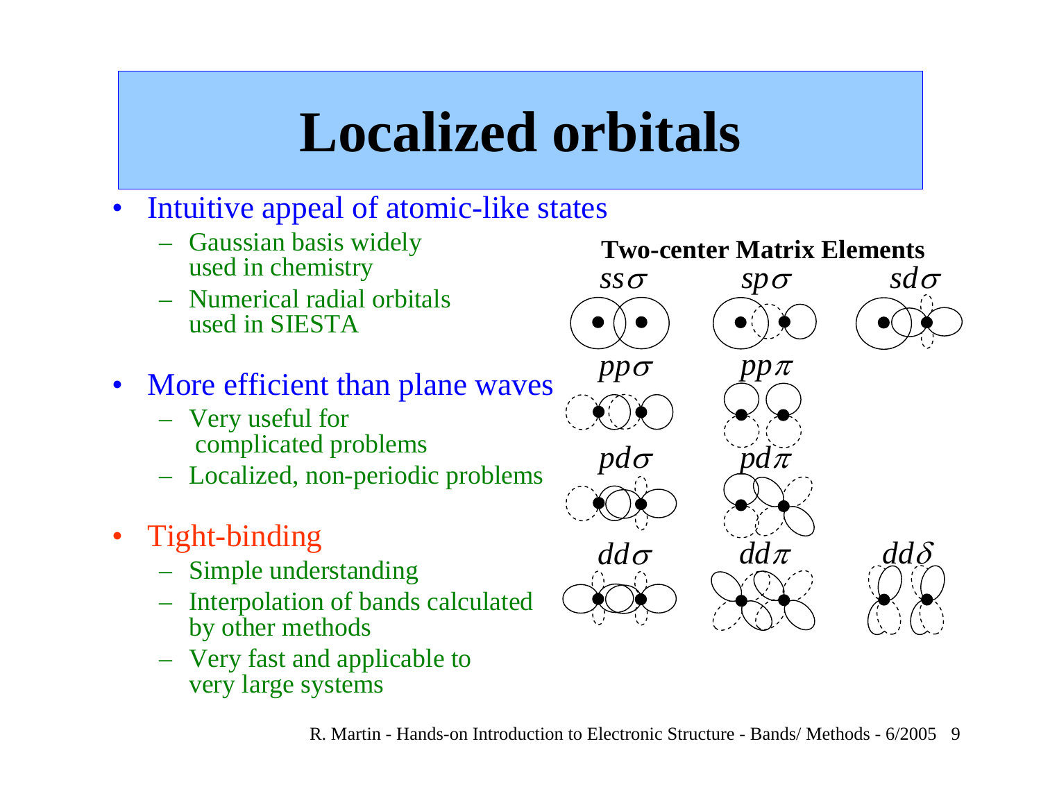# Localized orbitals

- Intuitive appeal of atomic-like states
  - Gaussian basis widely used in chemistry
  - Numerical radial orbitals used in SIESTA
- More efficient than plane waves
  - Very useful for complicated problems
  - Localized, non-periodic problems
- Tight-binding
  - Simple understanding
  - Interpolation of bands calculated by other methods
  - Very fast and applicable to very large systems

**Two-center Matrix Elements**

$ss\sigma$ $sp\sigma$ $sd\sigma$

$pp\sigma$ $pp\pi$

$pd\sigma$ $pd\pi$

$dd\sigma$ $dd\pi$ $dd\delta$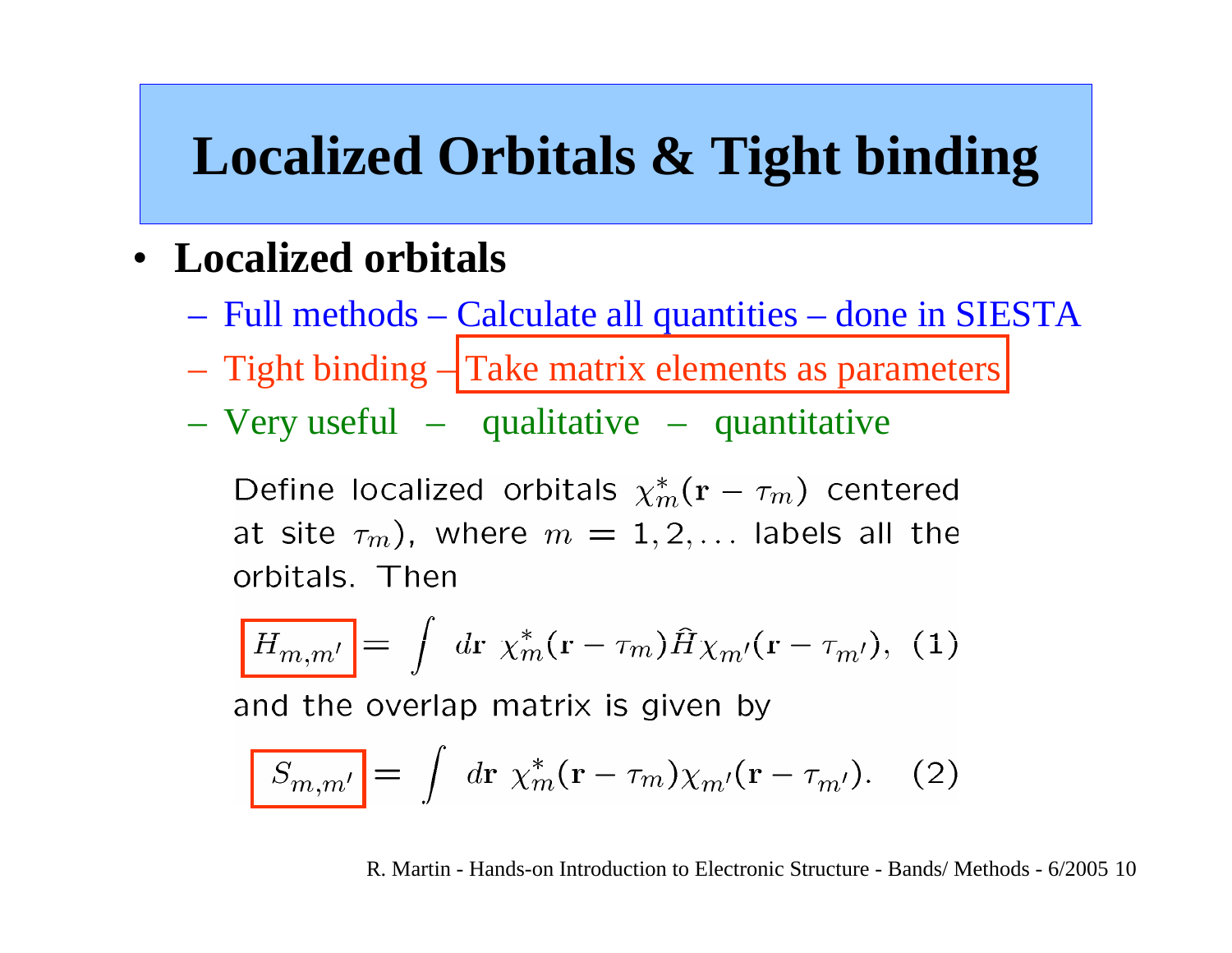# Localized Orbitals & Tight binding

- **Localized orbitals**
  - Full methods – Calculate all quantities – done in SIESTA
  - Tight binding – Take matrix elements as parameters
  - Very useful – qualitative – quantitative

Define localized orbitals $\chi^*_m(\mathbf{r} - \tau_m)$ centered at site $\tau_m$), where $m = 1, 2, \ldots$ labels all the orbitals. Then

$$H_{m,m'} = \int d\mathbf{r} \; \chi^*_m(\mathbf{r} - \tau_m) \hat{H} \chi_{m'}(\mathbf{r} - \tau_{m'}), \quad (1)$$

and the overlap matrix is given by

$$S_{m,m'} = \int d\mathbf{r} \; \chi^*_m(\mathbf{r} - \tau_m) \chi_{m'}(\mathbf{r} - \tau_{m'}). \quad (2)$$

R. Martin - Hands-on Introduction to Electronic Structure - Bands/ Methods - 6/2005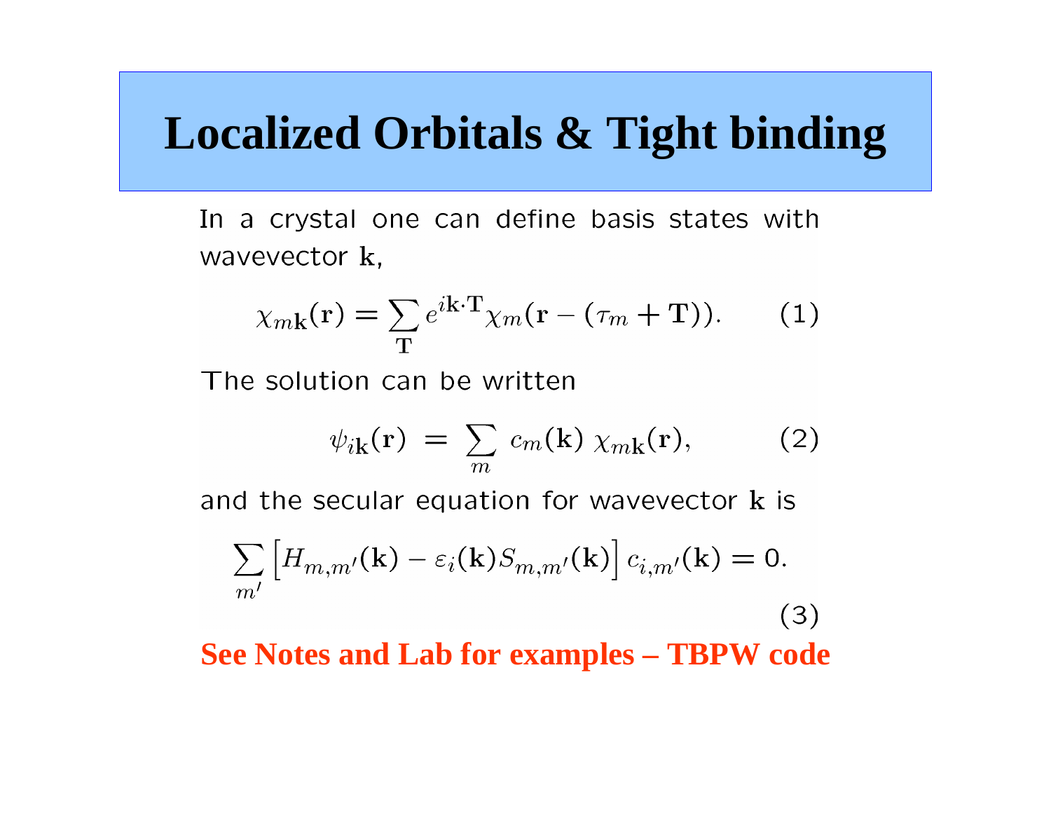# Localized Orbitals & Tight binding

In a crystal one can define basis states with wavevector $\mathbf{k}$,

$$\chi_{m\mathbf{k}}(\mathbf{r}) = \sum_{\mathbf{T}} e^{i\mathbf{k}\cdot\mathbf{T}} \chi_m(\mathbf{r} - (\tau_m + \mathbf{T})). \qquad (1)$$

The solution can be written

$$\psi_{i\mathbf{k}}(\mathbf{r}) = \sum_m c_m(\mathbf{k})\, \chi_{m\mathbf{k}}(\mathbf{r}), \qquad (2)$$

and the secular equation for wavevector $\mathbf{k}$ is

$$\sum_{m'} \left[ H_{m,m'}(\mathbf{k}) - \varepsilon_i(\mathbf{k}) S_{m,m'}(\mathbf{k}) \right] c_{i,m'}(\mathbf{k}) = 0. \qquad (3)$$

**See Notes and Lab for examples – TBPW code**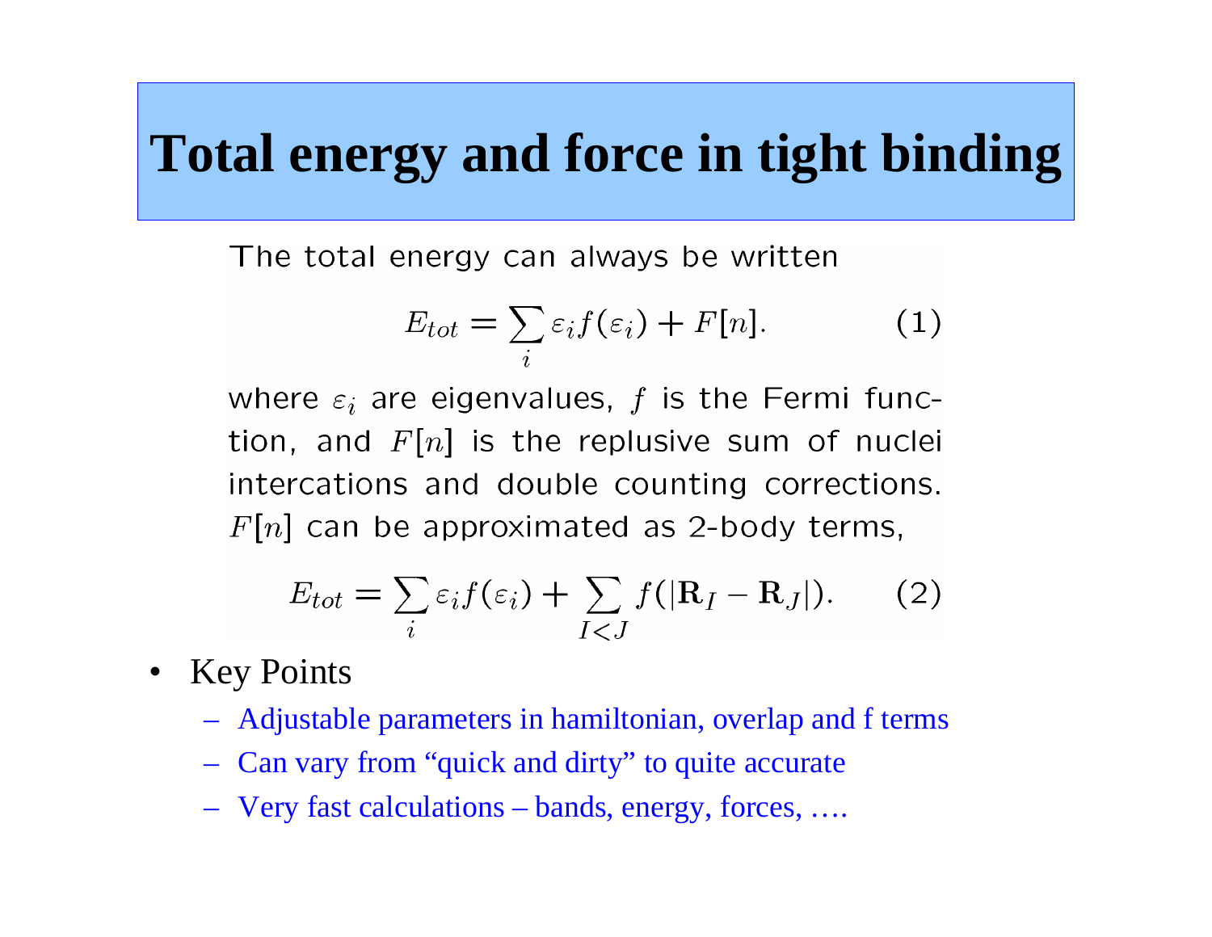# Total energy and force in tight binding

The total energy can always be written

$$E_{tot} = \sum_i \varepsilon_i f(\varepsilon_i) + F[n]. \qquad (1)$$

where $\varepsilon_i$ are eigenvalues, $f$ is the Fermi function, and $F[n]$ is the replusive sum of nuclei intercations and double counting corrections. $F[n]$ can be approximated as 2-body terms,

$$E_{tot} = \sum_i \varepsilon_i f(\varepsilon_i) + \sum_{I<J} f(|\mathbf{R}_I - \mathbf{R}_J|). \qquad (2)$$

- Key Points
  - Adjustable parameters in hamiltonian, overlap and f terms
  - Can vary from "quick and dirty" to quite accurate
  - Very fast calculations – bands, energy, forces, ….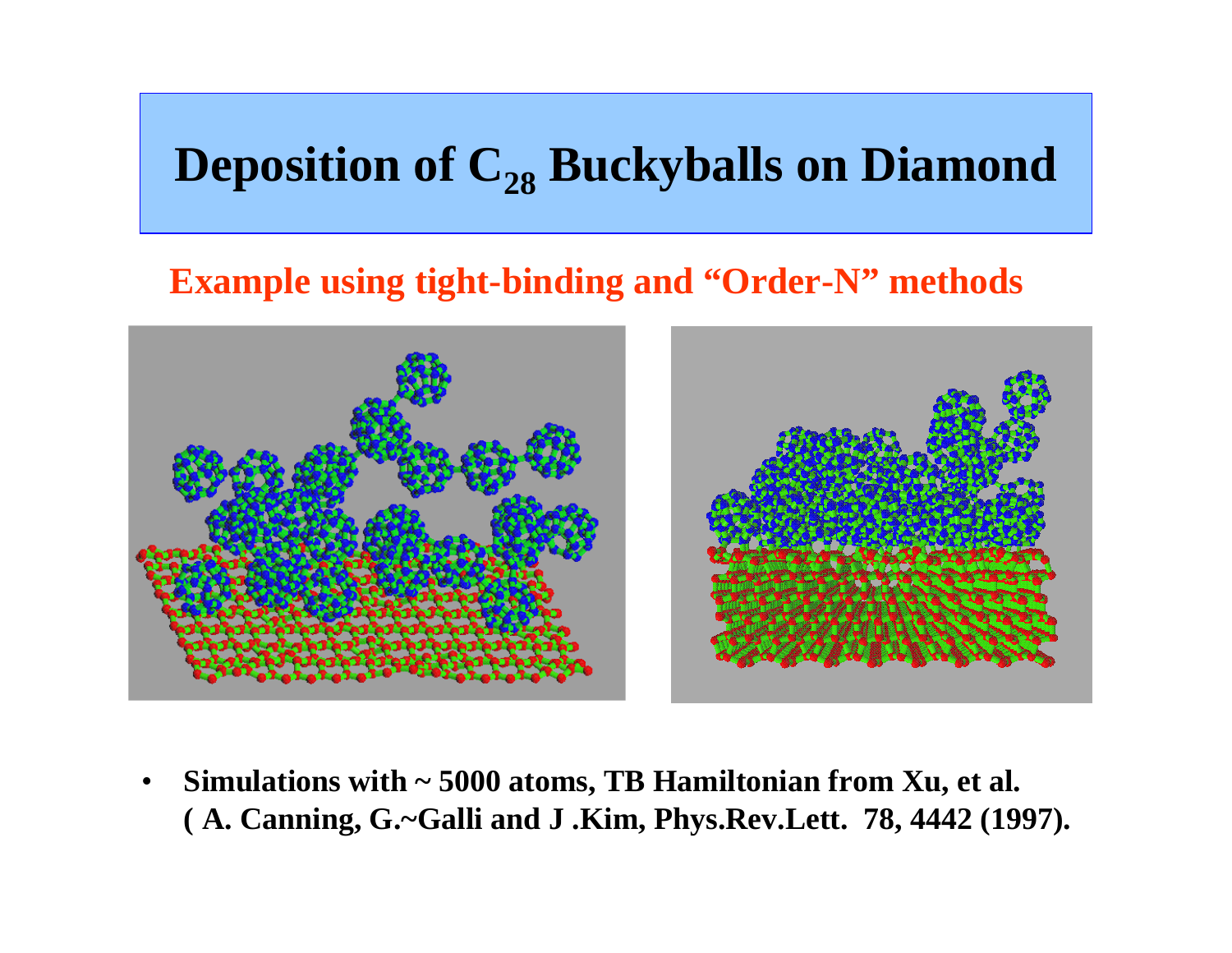# Deposition of $C_{28}$ Buckyballs on Diamond

**Example using tight-binding and "Order-N" methods**

- **Simulations with ~ 5000 atoms, TB Hamiltonian from Xu, et al. ( A. Canning, G.~Galli and J .Kim, Phys.Rev.Lett. 78, 4442 (1997).**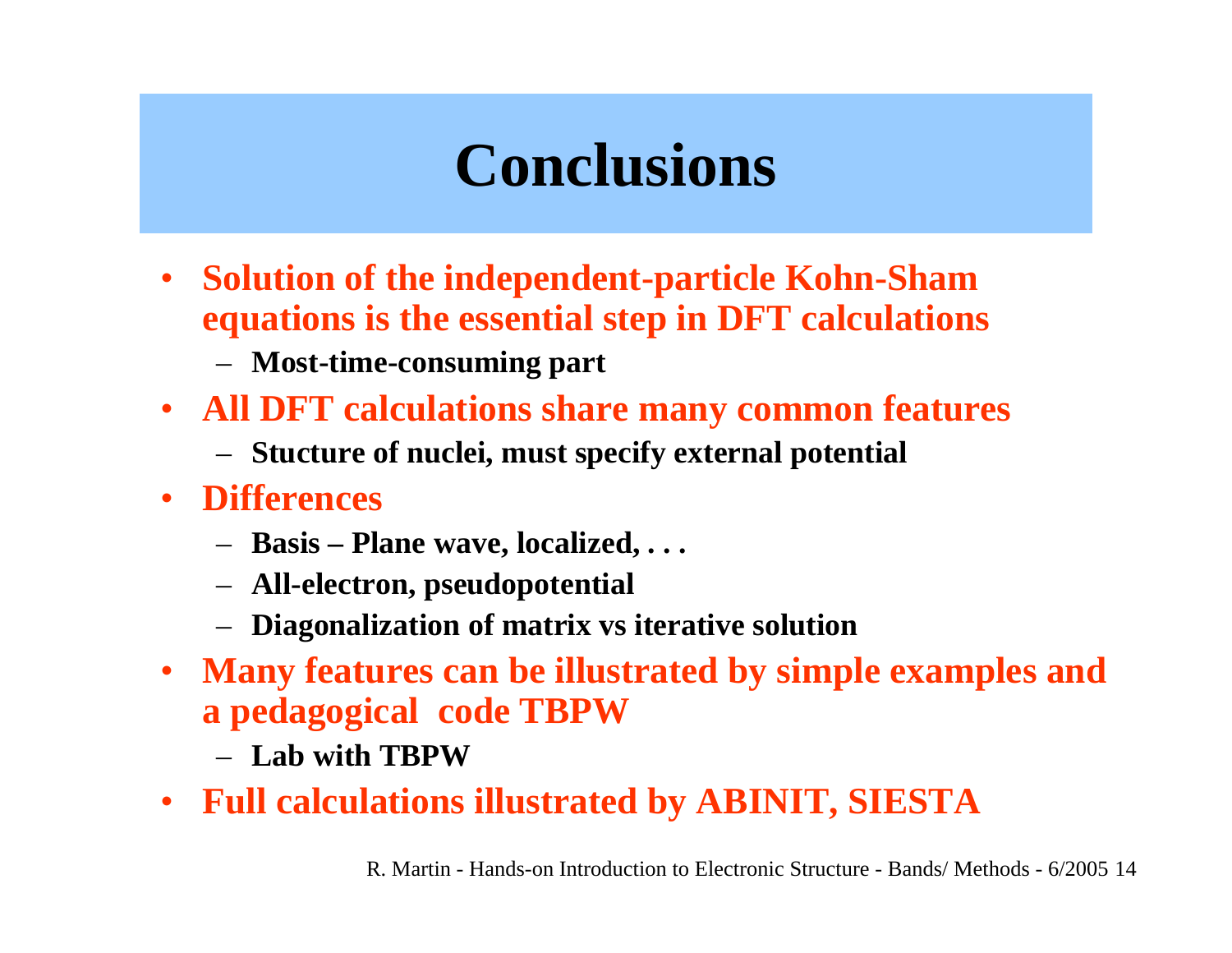# Conclusions

- **Solution of the independent-particle Kohn-Sham equations is the essential step in DFT calculations**
  - **Most-time-consuming part**
- **All DFT calculations share many common features**
  - **Stucture of nuclei, must specify external potential**
- **Differences**
  - **Basis – Plane wave, localized, . . .**
  - **All-electron, pseudopotential**
  - **Diagonalization of matrix vs iterative solution**
- **Many features can be illustrated by simple examples and a pedagogical code TBPW**
  - **Lab with TBPW**
- **Full calculations illustrated by ABINIT, SIESTA**